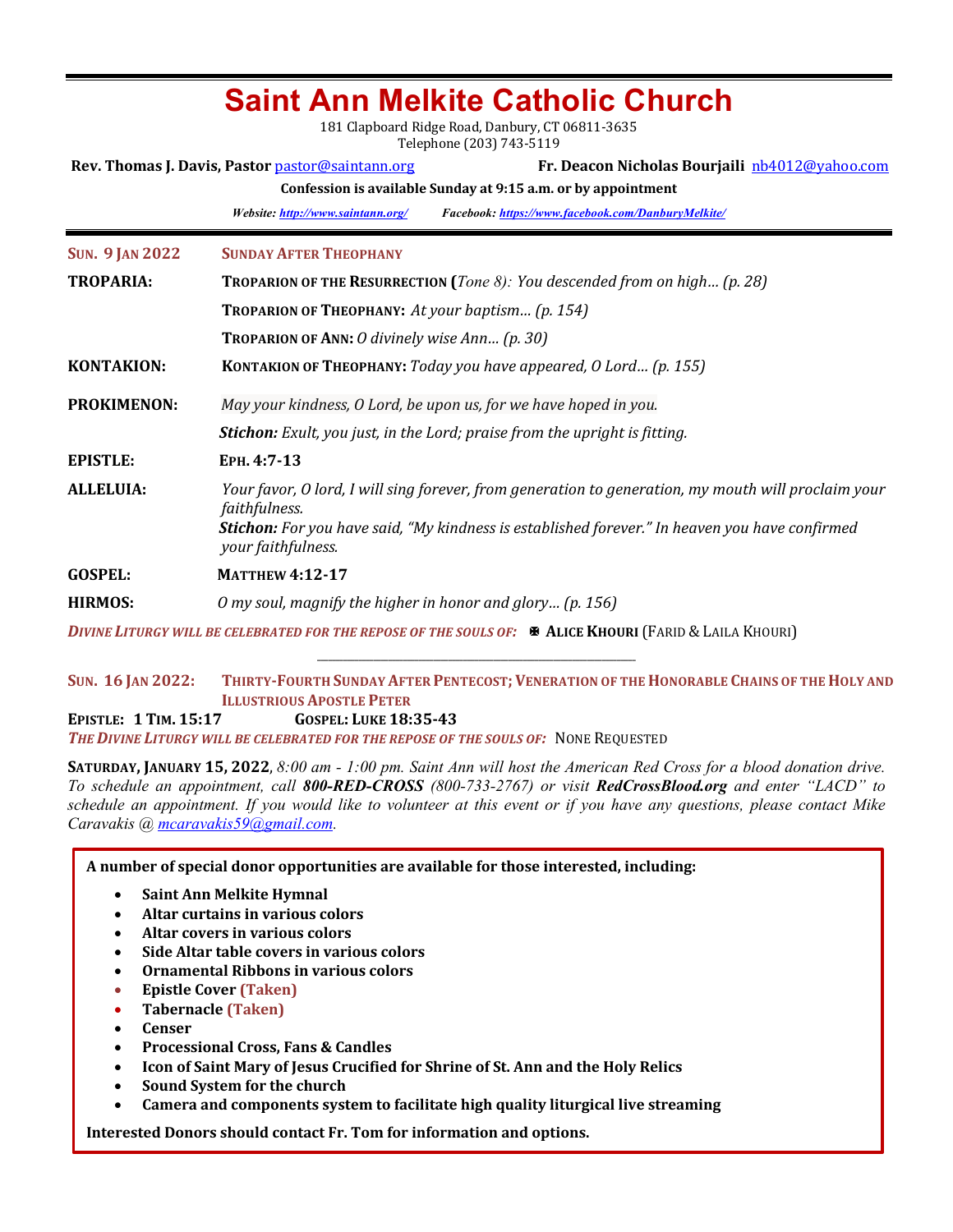# Saint Ann Melkite Catholic Church

181 Clapboard Ridge Road, Danbury, CT 06811-3635
Telephone (203) 743-5119

**Rev. Thomas J. Davis, Pastor** pastor@saintann.org **Fr. Deacon Nicholas Bourjaili** nb4012@yahoo.com

**Confession is available Sunday at 9:15 a.m. or by appointment**

***Website:*** ***http://www.saintann.org/*** ***Facebook:*** ***https://www.facebook.com/DanburyMelkite/***

---

**SUN. 9 JAN 2022** **SUNDAY AFTER THEOPHANY**

**TROPARIA:**
- **TROPARION OF THE RESURRECTION (***Tone 8): You descended from on high… (p. 28)*
- **TROPARION OF THEOPHANY:** *At your baptism… (p. 154)*
- **TROPARION OF ANN:** *O divinely wise Ann… (p. 30)*

**KONTAKION:** **KONTAKION OF THEOPHANY:** *Today you have appeared, O Lord… (p. 155)*

**PROKIMENON:** *May your kindness, O Lord, be upon us, for we have hoped in you.*
***Stichon:*** *Exult, you just, in the Lord; praise from the upright is fitting.*

**EPISTLE:** **EPH. 4:7-13**

**ALLELUIA:** *Your favor, O lord, I will sing forever, from generation to generation, my mouth will proclaim your faithfulness.*
***Stichon:*** *For you have said, "My kindness is established forever." In heaven you have confirmed your faithfulness.*

**GOSPEL:** **MATTHEW 4:12-17**

**HIRMOS:** *O my soul, magnify the higher in honor and glory… (p. 156)*

***DIVINE LITURGY WILL BE CELEBRATED FOR THE REPOSE OF THE SOULS OF:*** ✠ **ALICE KHOURI** (FARID & LAILA KHOURI)

---

**SUN. 16 JAN 2022:** **THIRTY-FOURTH SUNDAY AFTER PENTECOST; VENERATION OF THE HONORABLE CHAINS OF THE HOLY AND ILLUSTRIOUS APOSTLE PETER**

**EPISTLE: 1 TIM. 15:17** **GOSPEL: LUKE 18:35-43**

***THE DIVINE LITURGY WILL BE CELEBRATED FOR THE REPOSE OF THE SOULS OF:*** NONE REQUESTED

**SATURDAY, JANUARY 15, 2022**, *8:00 am - 1:00 pm. Saint Ann will host the American Red Cross for a blood donation drive. To schedule an appointment, call* ***800-RED-CROSS*** *(800-733-2767) or visit* ***RedCrossBlood.org*** *and enter "LACD" to schedule an appointment. If you would like to volunteer at this event or if you have any questions, please contact Mike Caravakis @ mcaravakis59@gmail.com.*

**A number of special donor opportunities are available for those interested, including:**

- **Saint Ann Melkite Hymnal**
- **Altar curtains in various colors**
- **Altar covers in various colors**
- **Side Altar table covers in various colors**
- **Ornamental Ribbons in various colors**
- **Epistle Cover (Taken)**
- **Tabernacle (Taken)**
- **Censer**
- **Processional Cross, Fans & Candles**
- **Icon of Saint Mary of Jesus Crucified for Shrine of St. Ann and the Holy Relics**
- **Sound System for the church**
- **Camera and components system to facilitate high quality liturgical live streaming**

**Interested Donors should contact Fr. Tom for information and options.**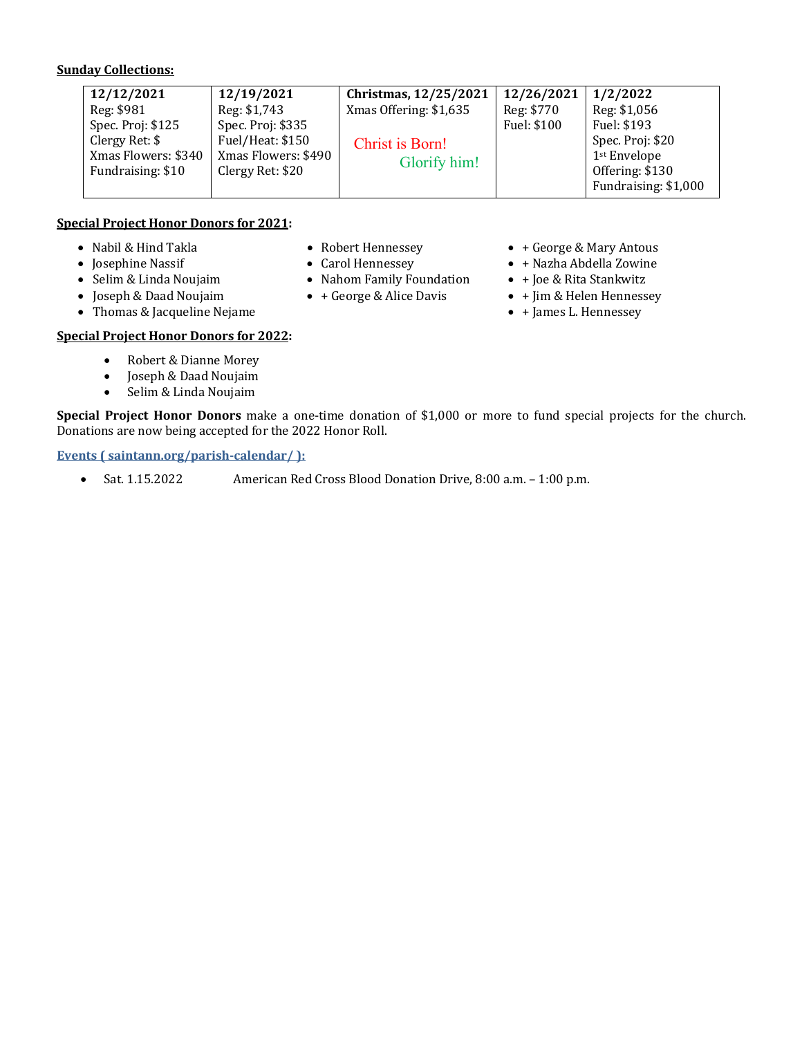**Sunday Collections:**

| 12/12/2021 | 12/19/2021 | Christmas, 12/25/2021 | 12/26/2021 | 1/2/2022 |
|---|---|---|---|---|
| Reg: $981<br>Spec. Proj: $125<br>Clergy Ret: $<br>Xmas Flowers: $340<br>Fundraising: $10 | Reg: $1,743<br>Spec. Proj: $335<br>Fuel/Heat: $150<br>Xmas Flowers: $490<br>Clergy Ret: $20 | Xmas Offering: $1,635<br><br>Christ is Born!<br>Glorify him! | Reg: $770<br>Fuel: $100 | Reg: $1,056<br>Fuel: $193<br>Spec. Proj: $20<br>1st Envelope Offering: $130<br>Fundraising: $1,000 |

**Special Project Honor Donors for 2021:**

- Nabil & Hind Takla
- Josephine Nassif
- Selim & Linda Noujaim
- Joseph & Daad Noujaim
- Thomas & Jacqueline Nejame
- Robert Hennessey
- Carol Hennessey
- Nahom Family Foundation
- + George & Alice Davis
- + George & Mary Antous
- + Nazha Abdella Zowine
- + Joe & Rita Stankwitz
- + Jim & Helen Hennessey
- + James L. Hennessey

**Special Project Honor Donors for 2022:**

- Robert & Dianne Morey
- Joseph & Daad Noujaim
- Selim & Linda Noujaim

**Special Project Honor Donors** make a one-time donation of $1,000 or more to fund special projects for the church. Donations are now being accepted for the 2022 Honor Roll.

**Events ( saintann.org/parish-calendar/ ):**

- Sat. 1.15.2022 American Red Cross Blood Donation Drive, 8:00 a.m. – 1:00 p.m.